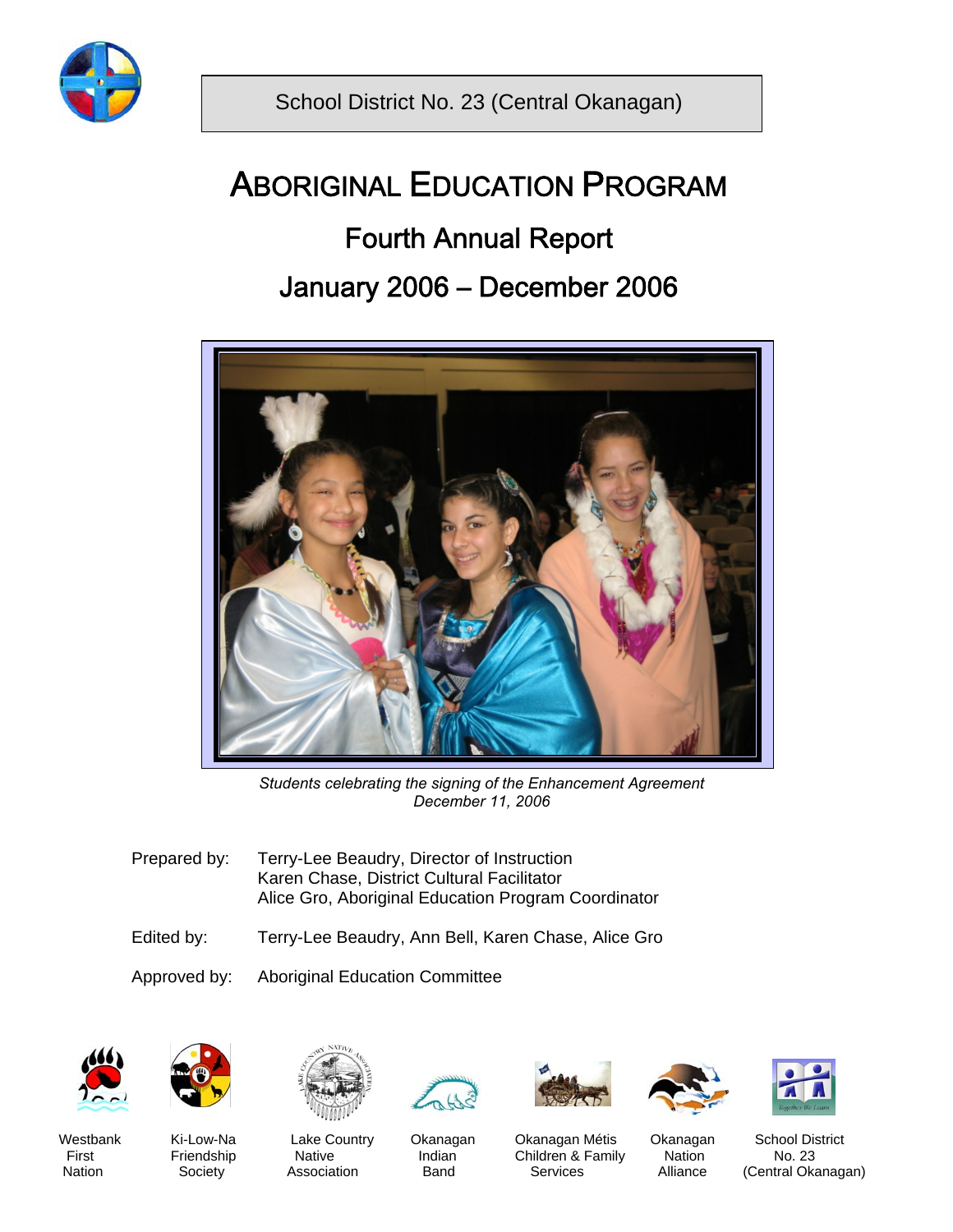School District No. 23 (Central Okanagan)

# Aboriginal Education Program

## Fourth Annual Report

## January 2006 – December 2006

*Students celebrating the signing of the Enhancement Agreement*
*December 11, 2006*

Prepared by: Terry-Lee Beaudry, Director of Instruction
Karen Chase, District Cultural Facilitator
Alice Gro, Aboriginal Education Program Coordinator

Edited by: Terry-Lee Beaudry, Ann Bell, Karen Chase, Alice Gro

Approved by: Aboriginal Education Committee

Westbank First Nation

Ki-Low-Na Friendship Society

Lake Country Native Association

Okanagan Indian Band

Okanagan Métis Children & Family Services

Okanagan Nation Alliance

School District No. 23 (Central Okanagan)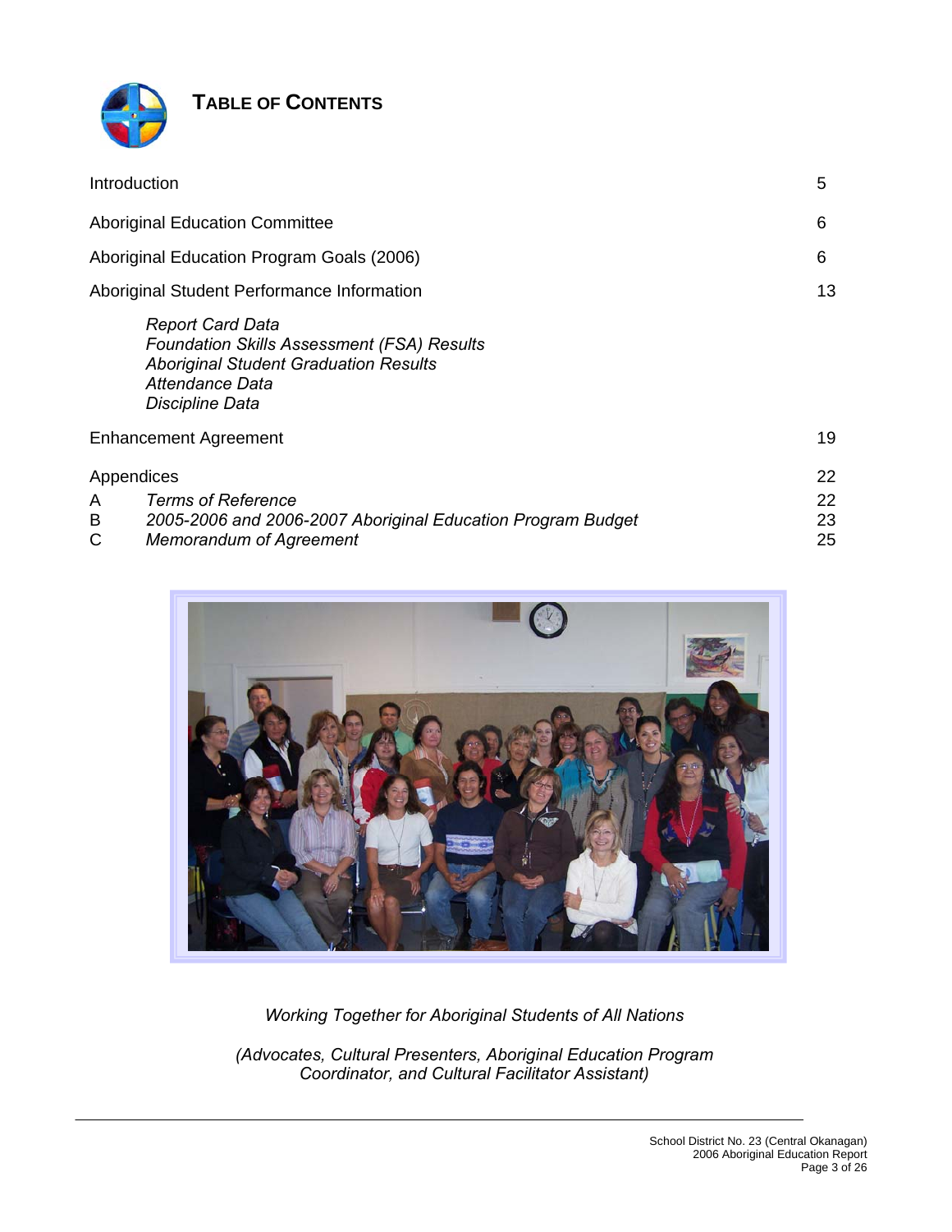# TABLE OF CONTENTS

| | | |
|---|---|---|
| Introduction | | 5 |
| Aboriginal Education Committee | | 6 |
| Aboriginal Education Program Goals (2006) | | 6 |
| Aboriginal Student Performance Information | | 13 |
| | *Report Card Data*<br>*Foundation Skills Assessment (FSA) Results*<br>*Aboriginal Student Graduation Results*<br>*Attendance Data*<br>*Discipline Data* | |
| Enhancement Agreement | | 19 |
| Appendices | | 22 |
| A | *Terms of Reference* | 22 |
| B | *2005-2006 and 2006-2007 Aboriginal Education Program Budget* | 23 |
| C | *Memorandum of Agreement* | 25 |

*Working Together for Aboriginal Students of All Nations*

*(Advocates, Cultural Presenters, Aboriginal Education Program Coordinator, and Cultural Facilitator Assistant)*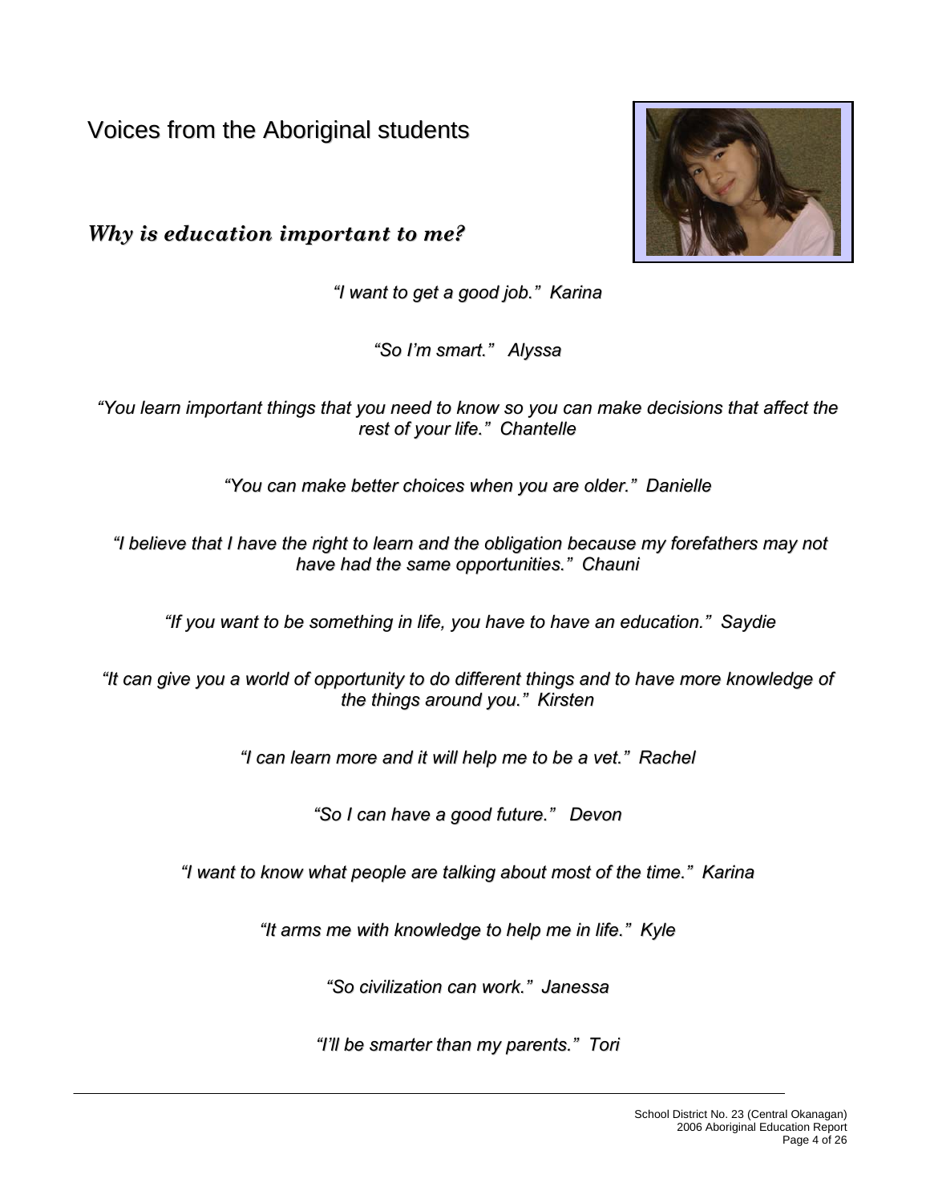# Voices from the Aboriginal students

## *Why is education important to me?*

*"I want to get a good job." Karina*

*"So I'm smart." Alyssa*

*"You learn important things that you need to know so you can make decisions that affect the rest of your life." Chantelle*

*"You can make better choices when you are older." Danielle*

*"I believe that I have the right to learn and the obligation because my forefathers may not have had the same opportunities." Chauni*

*"If you want to be something in life, you have to have an education." Saydie*

*"It can give you a world of opportunity to do different things and to have more knowledge of the things around you." Kirsten*

*"I can learn more and it will help me to be a vet." Rachel*

*"So I can have a good future." Devon*

*"I want to know what people are talking about most of the time." Karina*

*"It arms me with knowledge to help me in life." Kyle*

*"So civilization can work." Janessa*

*"I'll be smarter than my parents." Tori*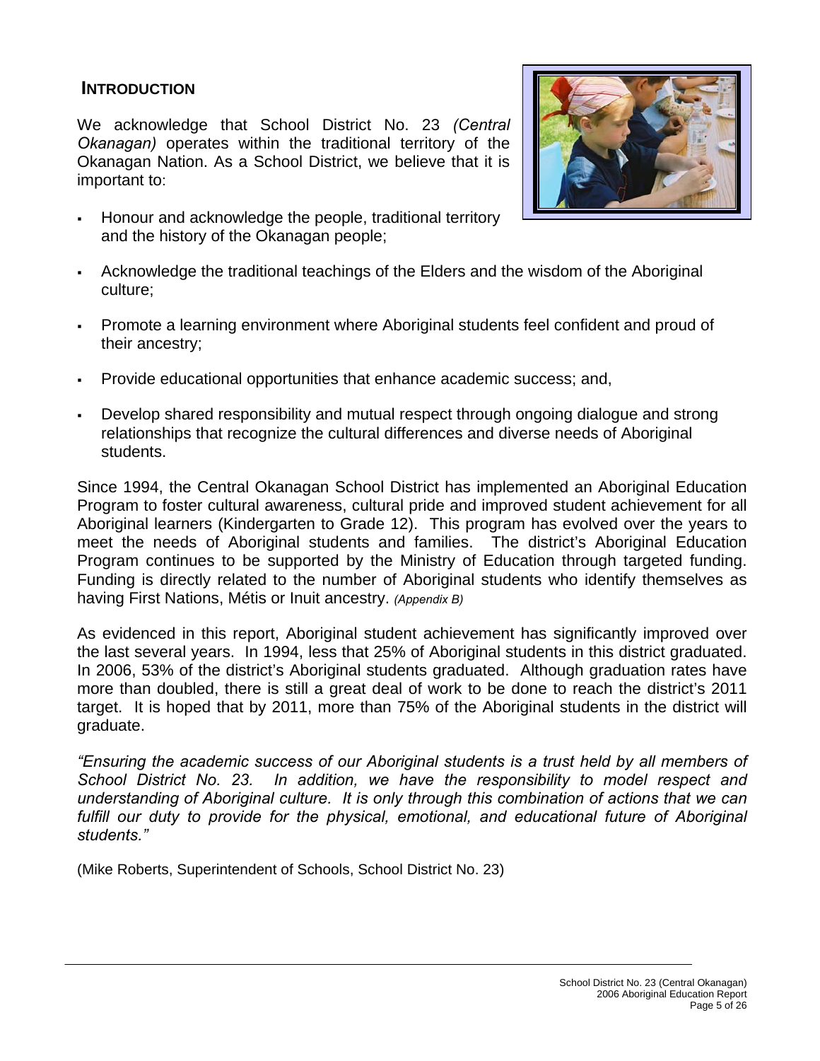## INTRODUCTION

We acknowledge that School District No. 23 *(Central Okanagan)* operates within the traditional territory of the Okanagan Nation. As a School District, we believe that it is important to:

- Honour and acknowledge the people, traditional territory and the history of the Okanagan people;
- Acknowledge the traditional teachings of the Elders and the wisdom of the Aboriginal culture;
- Promote a learning environment where Aboriginal students feel confident and proud of their ancestry;
- Provide educational opportunities that enhance academic success; and,
- Develop shared responsibility and mutual respect through ongoing dialogue and strong relationships that recognize the cultural differences and diverse needs of Aboriginal students.

Since 1994, the Central Okanagan School District has implemented an Aboriginal Education Program to foster cultural awareness, cultural pride and improved student achievement for all Aboriginal learners (Kindergarten to Grade 12). This program has evolved over the years to meet the needs of Aboriginal students and families. The district's Aboriginal Education Program continues to be supported by the Ministry of Education through targeted funding. Funding is directly related to the number of Aboriginal students who identify themselves as having First Nations, Métis or Inuit ancestry. *(Appendix B)*

As evidenced in this report, Aboriginal student achievement has significantly improved over the last several years. In 1994, less that 25% of Aboriginal students in this district graduated. In 2006, 53% of the district's Aboriginal students graduated. Although graduation rates have more than doubled, there is still a great deal of work to be done to reach the district's 2011 target. It is hoped that by 2011, more than 75% of the Aboriginal students in the district will graduate.

*"Ensuring the academic success of our Aboriginal students is a trust held by all members of School District No. 23. In addition, we have the responsibility to model respect and understanding of Aboriginal culture. It is only through this combination of actions that we can fulfill our duty to provide for the physical, emotional, and educational future of Aboriginal students."*

(Mike Roberts, Superintendent of Schools, School District No. 23)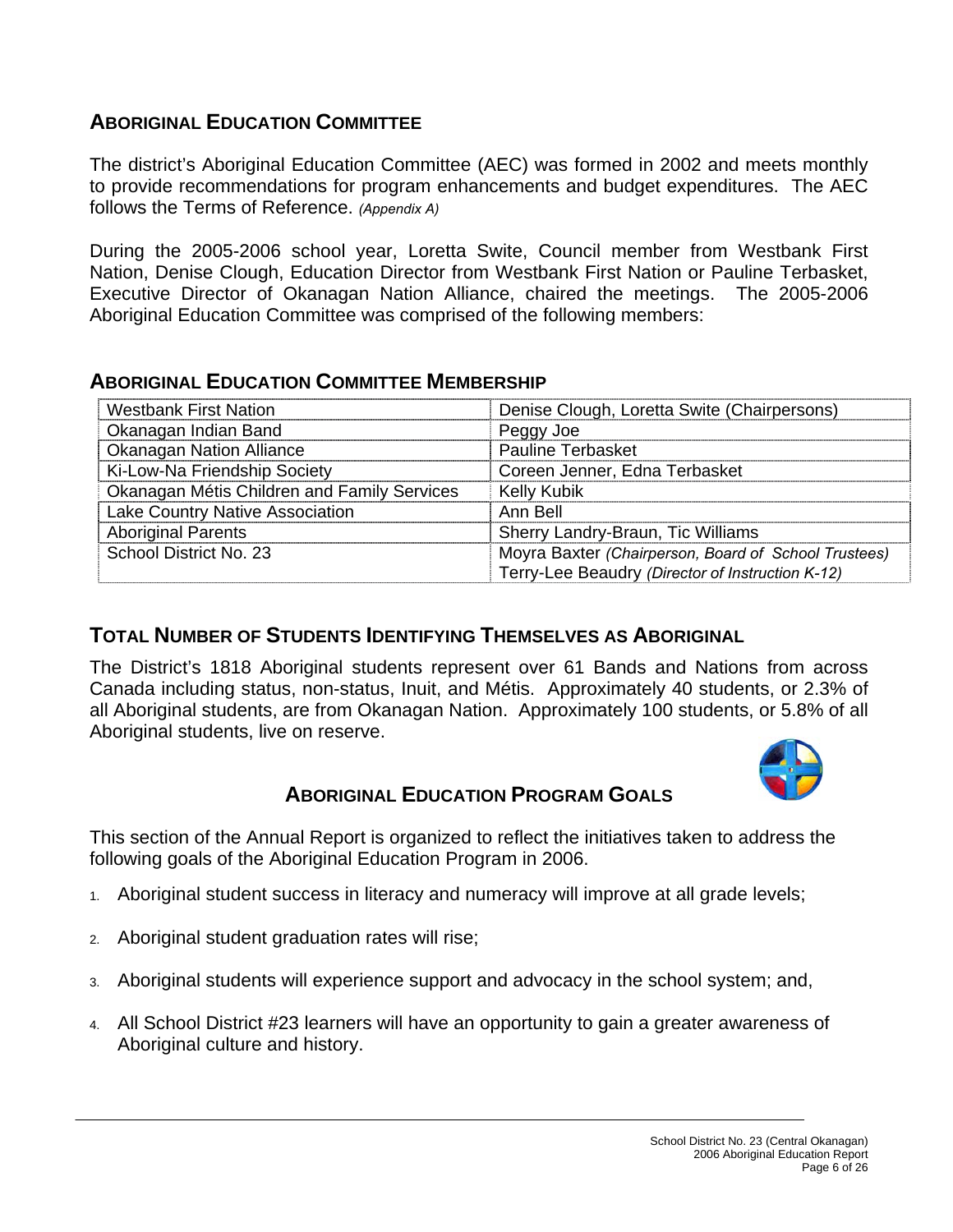## ABORIGINAL EDUCATION COMMITTEE

The district's Aboriginal Education Committee (AEC) was formed in 2002 and meets monthly to provide recommendations for program enhancements and budget expenditures. The AEC follows the Terms of Reference. *(Appendix A)*

During the 2005-2006 school year, Loretta Swite, Council member from Westbank First Nation, Denise Clough, Education Director from Westbank First Nation or Pauline Terbasket, Executive Director of Okanagan Nation Alliance, chaired the meetings. The 2005-2006 Aboriginal Education Committee was comprised of the following members:

## ABORIGINAL EDUCATION COMMITTEE MEMBERSHIP

| | |
|---|---|
| Westbank First Nation | Denise Clough, Loretta Swite (Chairpersons) |
| Okanagan Indian Band | Peggy Joe |
| Okanagan Nation Alliance | Pauline Terbasket |
| Ki-Low-Na Friendship Society | Coreen Jenner, Edna Terbasket |
| Okanagan Métis Children and Family Services | Kelly Kubik |
| Lake Country Native Association | Ann Bell |
| Aboriginal Parents | Sherry Landry-Braun, Tic Williams |
| School District No. 23 | Moyra Baxter *(Chairperson, Board of School Trustees)*<br>Terry-Lee Beaudry *(Director of Instruction K-12)* |

## TOTAL NUMBER OF STUDENTS IDENTIFYING THEMSELVES AS ABORIGINAL

The District's 1818 Aboriginal students represent over 61 Bands and Nations from across Canada including status, non-status, Inuit, and Métis. Approximately 40 students, or 2.3% of all Aboriginal students, are from Okanagan Nation. Approximately 100 students, or 5.8% of all Aboriginal students, live on reserve.

## ABORIGINAL EDUCATION PROGRAM GOALS

This section of the Annual Report is organized to reflect the initiatives taken to address the following goals of the Aboriginal Education Program in 2006.

1. Aboriginal student success in literacy and numeracy will improve at all grade levels;
2. Aboriginal student graduation rates will rise;
3. Aboriginal students will experience support and advocacy in the school system; and,
4. All School District #23 learners will have an opportunity to gain a greater awareness of Aboriginal culture and history.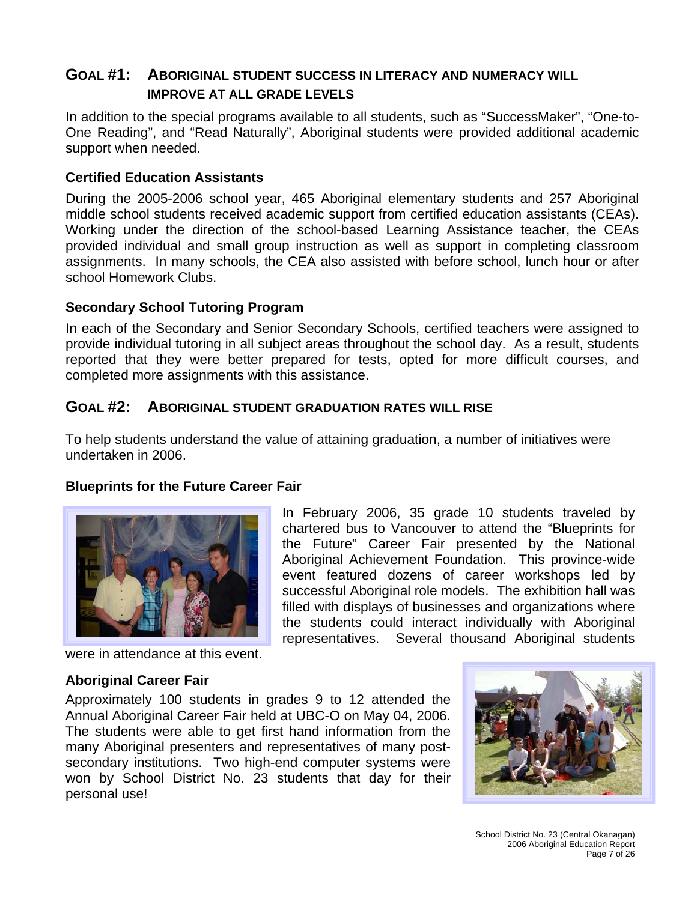## GOAL #1: ABORIGINAL STUDENT SUCCESS IN LITERACY AND NUMERACY WILL IMPROVE AT ALL GRADE LEVELS

In addition to the special programs available to all students, such as "SuccessMaker", "One-to-One Reading", and "Read Naturally", Aboriginal students were provided additional academic support when needed.

### Certified Education Assistants

During the 2005-2006 school year, 465 Aboriginal elementary students and 257 Aboriginal middle school students received academic support from certified education assistants (CEAs). Working under the direction of the school-based Learning Assistance teacher, the CEAs provided individual and small group instruction as well as support in completing classroom assignments. In many schools, the CEA also assisted with before school, lunch hour or after school Homework Clubs.

### Secondary School Tutoring Program

In each of the Secondary and Senior Secondary Schools, certified teachers were assigned to provide individual tutoring in all subject areas throughout the school day. As a result, students reported that they were better prepared for tests, opted for more difficult courses, and completed more assignments with this assistance.

## GOAL #2: ABORIGINAL STUDENT GRADUATION RATES WILL RISE

To help students understand the value of attaining graduation, a number of initiatives were undertaken in 2006.

### Blueprints for the Future Career Fair

In February 2006, 35 grade 10 students traveled by chartered bus to Vancouver to attend the "Blueprints for the Future" Career Fair presented by the National Aboriginal Achievement Foundation. This province-wide event featured dozens of career workshops led by successful Aboriginal role models. The exhibition hall was filled with displays of businesses and organizations where the students could interact individually with Aboriginal representatives. Several thousand Aboriginal students were in attendance at this event.

### Aboriginal Career Fair

Approximately 100 students in grades 9 to 12 attended the Annual Aboriginal Career Fair held at UBC-O on May 04, 2006. The students were able to get first hand information from the many Aboriginal presenters and representatives of many post-secondary institutions. Two high-end computer systems were won by School District No. 23 students that day for their personal use!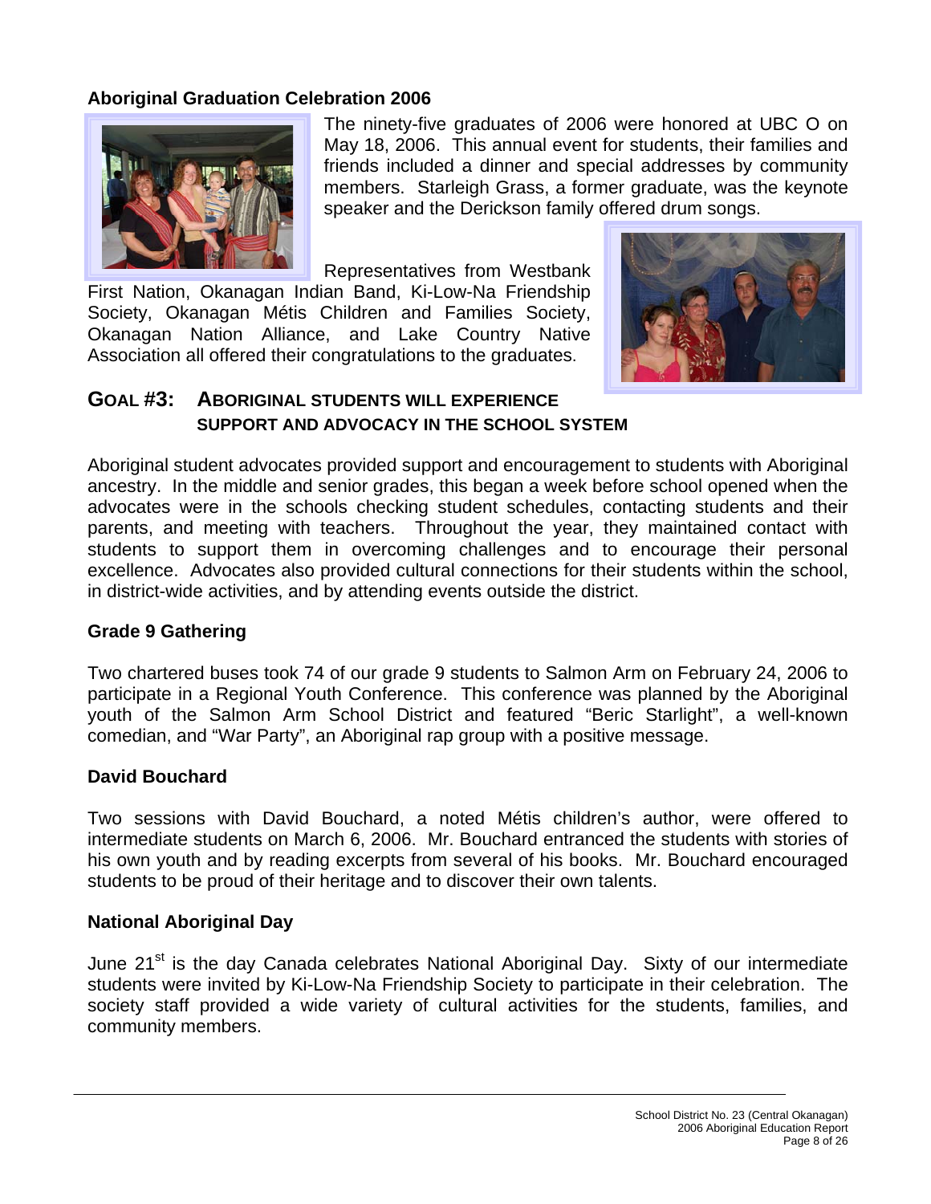### Aboriginal Graduation Celebration 2006

The ninety-five graduates of 2006 were honored at UBC O on May 18, 2006. This annual event for students, their families and friends included a dinner and special addresses by community members. Starleigh Grass, a former graduate, was the keynote speaker and the Derickson family offered drum songs.

Representatives from Westbank First Nation, Okanagan Indian Band, Ki-Low-Na Friendship Society, Okanagan Métis Children and Families Society, Okanagan Nation Alliance, and Lake Country Native Association all offered their congratulations to the graduates.

## GOAL #3: ABORIGINAL STUDENTS WILL EXPERIENCE SUPPORT AND ADVOCACY IN THE SCHOOL SYSTEM

Aboriginal student advocates provided support and encouragement to students with Aboriginal ancestry. In the middle and senior grades, this began a week before school opened when the advocates were in the schools checking student schedules, contacting students and their parents, and meeting with teachers. Throughout the year, they maintained contact with students to support them in overcoming challenges and to encourage their personal excellence. Advocates also provided cultural connections for their students within the school, in district-wide activities, and by attending events outside the district.

### Grade 9 Gathering

Two chartered buses took 74 of our grade 9 students to Salmon Arm on February 24, 2006 to participate in a Regional Youth Conference. This conference was planned by the Aboriginal youth of the Salmon Arm School District and featured "Beric Starlight", a well-known comedian, and "War Party", an Aboriginal rap group with a positive message.

### David Bouchard

Two sessions with David Bouchard, a noted Métis children's author, were offered to intermediate students on March 6, 2006. Mr. Bouchard entranced the students with stories of his own youth and by reading excerpts from several of his books. Mr. Bouchard encouraged students to be proud of their heritage and to discover their own talents.

### National Aboriginal Day

June 21st is the day Canada celebrates National Aboriginal Day. Sixty of our intermediate students were invited by Ki-Low-Na Friendship Society to participate in their celebration. The society staff provided a wide variety of cultural activities for the students, families, and community members.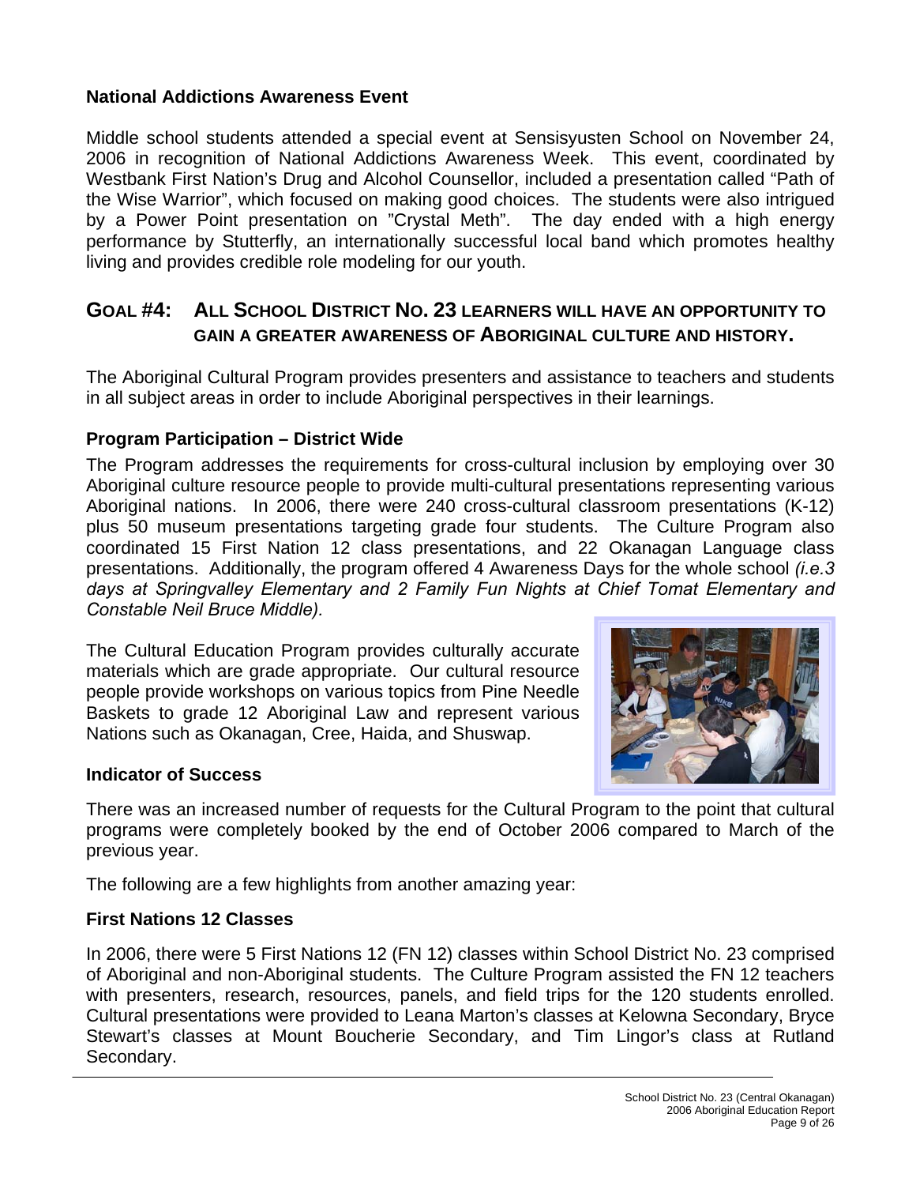### National Addictions Awareness Event

Middle school students attended a special event at Sensisyusten School on November 24, 2006 in recognition of National Addictions Awareness Week. This event, coordinated by Westbank First Nation's Drug and Alcohol Counsellor, included a presentation called "Path of the Wise Warrior", which focused on making good choices. The students were also intrigued by a Power Point presentation on "Crystal Meth". The day ended with a high energy performance by Stutterfly, an internationally successful local band which promotes healthy living and provides credible role modeling for our youth.

## GOAL #4: ALL SCHOOL DISTRICT NO. 23 LEARNERS WILL HAVE AN OPPORTUNITY TO GAIN A GREATER AWARENESS OF ABORIGINAL CULTURE AND HISTORY.

The Aboriginal Cultural Program provides presenters and assistance to teachers and students in all subject areas in order to include Aboriginal perspectives in their learnings.

### Program Participation – District Wide

The Program addresses the requirements for cross-cultural inclusion by employing over 30 Aboriginal culture resource people to provide multi-cultural presentations representing various Aboriginal nations. In 2006, there were 240 cross-cultural classroom presentations (K-12) plus 50 museum presentations targeting grade four students. The Culture Program also coordinated 15 First Nation 12 class presentations, and 22 Okanagan Language class presentations. Additionally, the program offered 4 Awareness Days for the whole school *(i.e.3 days at Springvalley Elementary and 2 Family Fun Nights at Chief Tomat Elementary and Constable Neil Bruce Middle).*

The Cultural Education Program provides culturally accurate materials which are grade appropriate. Our cultural resource people provide workshops on various topics from Pine Needle Baskets to grade 12 Aboriginal Law and represent various Nations such as Okanagan, Cree, Haida, and Shuswap.

### Indicator of Success

There was an increased number of requests for the Cultural Program to the point that cultural programs were completely booked by the end of October 2006 compared to March of the previous year.

The following are a few highlights from another amazing year:

### First Nations 12 Classes

In 2006, there were 5 First Nations 12 (FN 12) classes within School District No. 23 comprised of Aboriginal and non-Aboriginal students. The Culture Program assisted the FN 12 teachers with presenters, research, resources, panels, and field trips for the 120 students enrolled. Cultural presentations were provided to Leana Marton's classes at Kelowna Secondary, Bryce Stewart's classes at Mount Boucherie Secondary, and Tim Lingor's class at Rutland Secondary.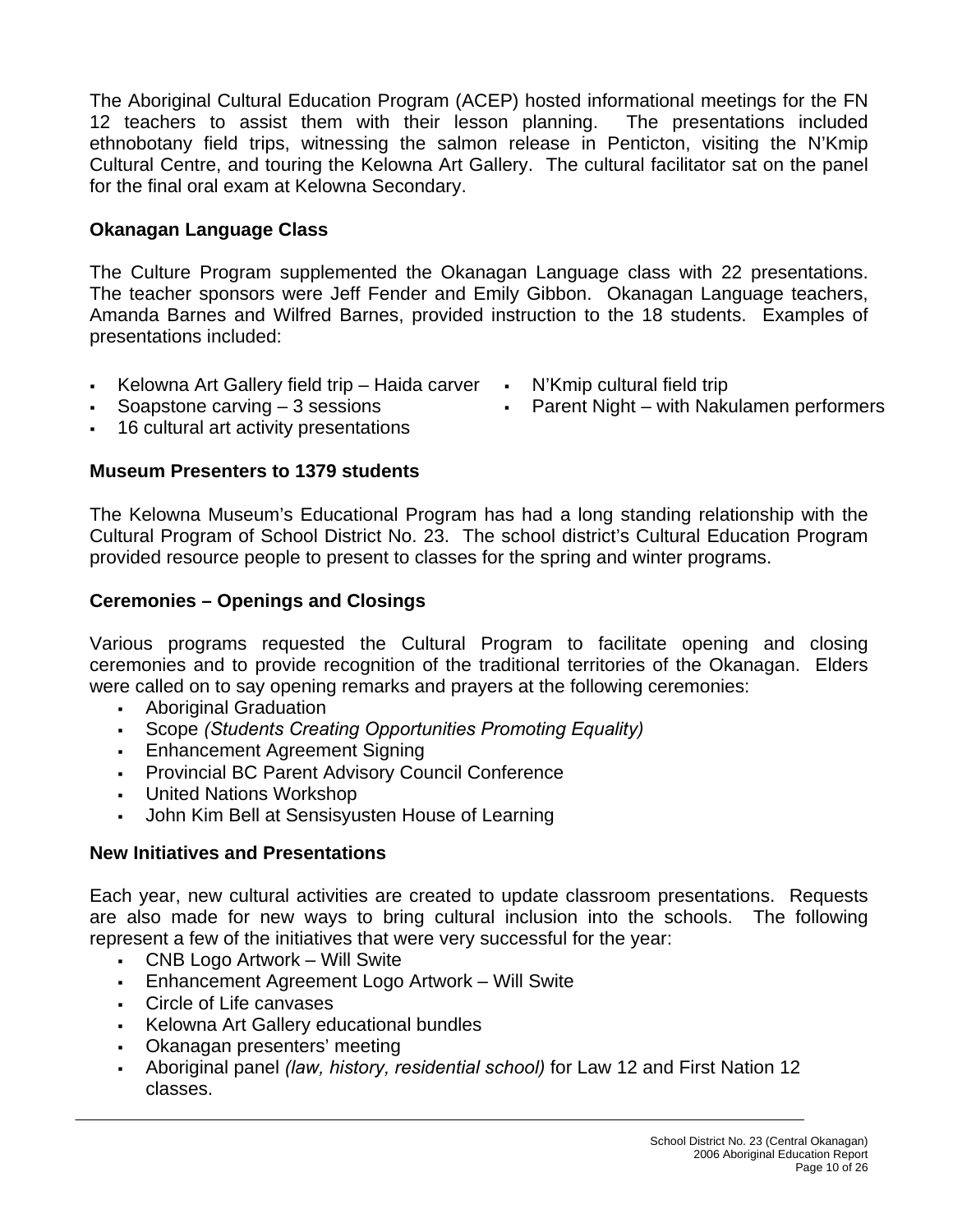The Aboriginal Cultural Education Program (ACEP) hosted informational meetings for the FN 12 teachers to assist them with their lesson planning. The presentations included ethnobotany field trips, witnessing the salmon release in Penticton, visiting the N'Kmip Cultural Centre, and touring the Kelowna Art Gallery. The cultural facilitator sat on the panel for the final oral exam at Kelowna Secondary.

**Okanagan Language Class**

The Culture Program supplemented the Okanagan Language class with 22 presentations. The teacher sponsors were Jeff Fender and Emily Gibbon. Okanagan Language teachers, Amanda Barnes and Wilfred Barnes, provided instruction to the 18 students. Examples of presentations included:

- Kelowna Art Gallery field trip – Haida carver
- Soapstone carving – 3 sessions
- 16 cultural art activity presentations
- N'Kmip cultural field trip
- Parent Night – with Nakulamen performers

**Museum Presenters to 1379 students**

The Kelowna Museum's Educational Program has had a long standing relationship with the Cultural Program of School District No. 23. The school district's Cultural Education Program provided resource people to present to classes for the spring and winter programs.

**Ceremonies – Openings and Closings**

Various programs requested the Cultural Program to facilitate opening and closing ceremonies and to provide recognition of the traditional territories of the Okanagan. Elders were called on to say opening remarks and prayers at the following ceremonies:

- Aboriginal Graduation
- Scope *(Students Creating Opportunities Promoting Equality)*
- Enhancement Agreement Signing
- Provincial BC Parent Advisory Council Conference
- United Nations Workshop
- John Kim Bell at Sensisyusten House of Learning

**New Initiatives and Presentations**

Each year, new cultural activities are created to update classroom presentations. Requests are also made for new ways to bring cultural inclusion into the schools. The following represent a few of the initiatives that were very successful for the year:

- CNB Logo Artwork – Will Swite
- Enhancement Agreement Logo Artwork – Will Swite
- Circle of Life canvases
- Kelowna Art Gallery educational bundles
- Okanagan presenters' meeting
- Aboriginal panel *(law, history, residential school)* for Law 12 and First Nation 12 classes.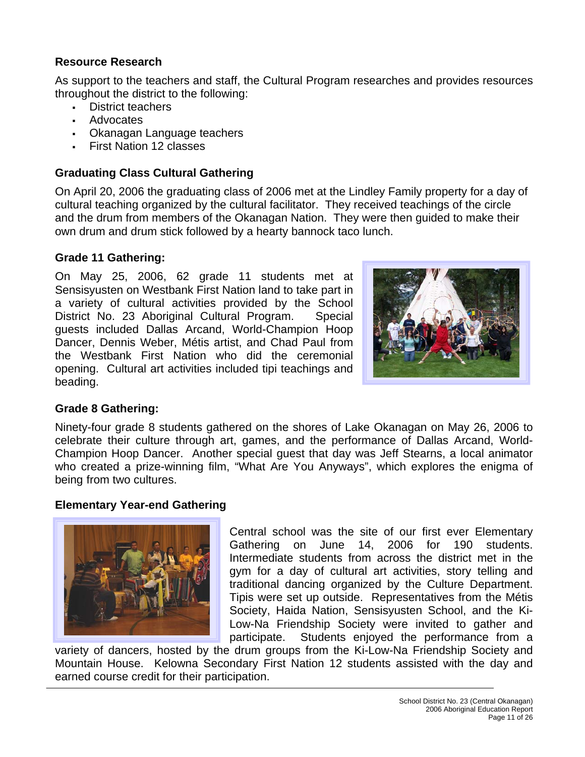### Resource Research

As support to the teachers and staff, the Cultural Program researches and provides resources throughout the district to the following:

- District teachers
- Advocates
- Okanagan Language teachers
- First Nation 12 classes

### Graduating Class Cultural Gathering

On April 20, 2006 the graduating class of 2006 met at the Lindley Family property for a day of cultural teaching organized by the cultural facilitator. They received teachings of the circle and the drum from members of the Okanagan Nation. They were then guided to make their own drum and drum stick followed by a hearty bannock taco lunch.

### Grade 11 Gathering:

On May 25, 2006, 62 grade 11 students met at Sensisyusten on Westbank First Nation land to take part in a variety of cultural activities provided by the School District No. 23 Aboriginal Cultural Program. Special guests included Dallas Arcand, World-Champion Hoop Dancer, Dennis Weber, Métis artist, and Chad Paul from the Westbank First Nation who did the ceremonial opening. Cultural art activities included tipi teachings and beading.

### Grade 8 Gathering:

Ninety-four grade 8 students gathered on the shores of Lake Okanagan on May 26, 2006 to celebrate their culture through art, games, and the performance of Dallas Arcand, World-Champion Hoop Dancer. Another special guest that day was Jeff Stearns, a local animator who created a prize-winning film, "What Are You Anyways", which explores the enigma of being from two cultures.

### Elementary Year-end Gathering

Central school was the site of our first ever Elementary Gathering on June 14, 2006 for 190 students. Intermediate students from across the district met in the gym for a day of cultural art activities, story telling and traditional dancing organized by the Culture Department. Tipis were set up outside. Representatives from the Métis Society, Haida Nation, Sensisyusten School, and the Ki-Low-Na Friendship Society were invited to gather and participate. Students enjoyed the performance from a variety of dancers, hosted by the drum groups from the Ki-Low-Na Friendship Society and Mountain House. Kelowna Secondary First Nation 12 students assisted with the day and earned course credit for their participation.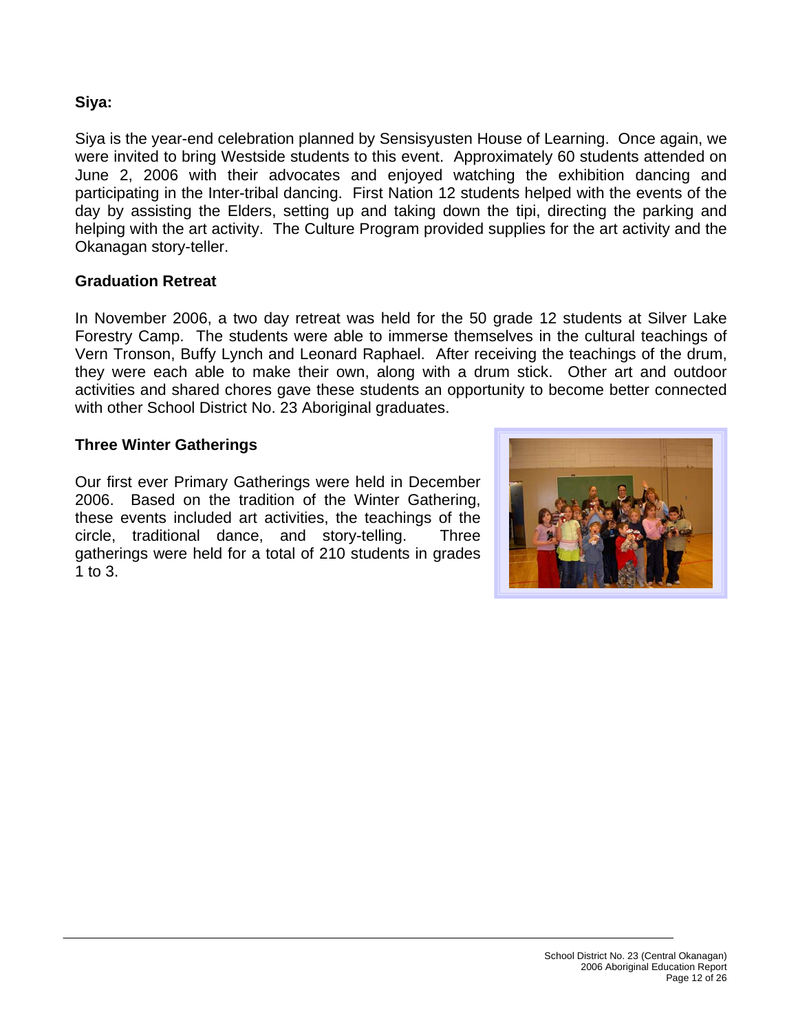### Siya:

Siya is the year-end celebration planned by Sensisyusten House of Learning. Once again, we were invited to bring Westside students to this event. Approximately 60 students attended on June 2, 2006 with their advocates and enjoyed watching the exhibition dancing and participating in the Inter-tribal dancing. First Nation 12 students helped with the events of the day by assisting the Elders, setting up and taking down the tipi, directing the parking and helping with the art activity. The Culture Program provided supplies for the art activity and the Okanagan story-teller.

### Graduation Retreat

In November 2006, a two day retreat was held for the 50 grade 12 students at Silver Lake Forestry Camp. The students were able to immerse themselves in the cultural teachings of Vern Tronson, Buffy Lynch and Leonard Raphael. After receiving the teachings of the drum, they were each able to make their own, along with a drum stick. Other art and outdoor activities and shared chores gave these students an opportunity to become better connected with other School District No. 23 Aboriginal graduates.

### Three Winter Gatherings

Our first ever Primary Gatherings were held in December 2006. Based on the tradition of the Winter Gathering, these events included art activities, the teachings of the circle, traditional dance, and story-telling. Three gatherings were held for a total of 210 students in grades 1 to 3.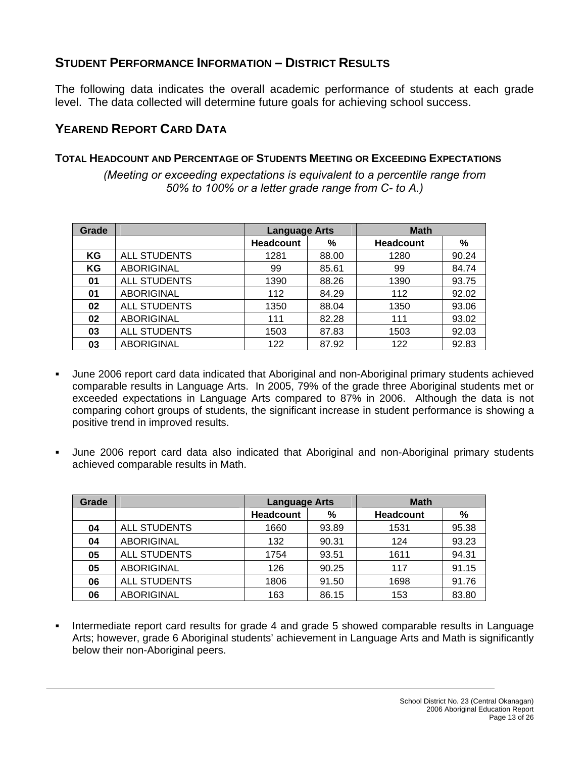## Student Performance Information – District Results

The following data indicates the overall academic performance of students at each grade level. The data collected will determine future goals for achieving school success.

## Yearend Report Card Data

### Total Headcount and Percentage of Students Meeting or Exceeding Expectations

*(Meeting or exceeding expectations is equivalent to a percentile range from 50% to 100% or a letter grade range from C- to A.)*

| Grade | | Language Arts | | Math | |
|---|---|---|---|---|---|
| | | Headcount | % | Headcount | % |
| KG | ALL STUDENTS | 1281 | 88.00 | 1280 | 90.24 |
| KG | ABORIGINAL | 99 | 85.61 | 99 | 84.74 |
| 01 | ALL STUDENTS | 1390 | 88.26 | 1390 | 93.75 |
| 01 | ABORIGINAL | 112 | 84.29 | 112 | 92.02 |
| 02 | ALL STUDENTS | 1350 | 88.04 | 1350 | 93.06 |
| 02 | ABORIGINAL | 111 | 82.28 | 111 | 93.02 |
| 03 | ALL STUDENTS | 1503 | 87.83 | 1503 | 92.03 |
| 03 | ABORIGINAL | 122 | 87.92 | 122 | 92.83 |

- June 2006 report card data indicated that Aboriginal and non-Aboriginal primary students achieved comparable results in Language Arts. In 2005, 79% of the grade three Aboriginal students met or exceeded expectations in Language Arts compared to 87% in 2006. Although the data is not comparing cohort groups of students, the significant increase in student performance is showing a positive trend in improved results.

- June 2006 report card data also indicated that Aboriginal and non-Aboriginal primary students achieved comparable results in Math.

| Grade | | Language Arts | | Math | |
|---|---|---|---|---|---|
| | | Headcount | % | Headcount | % |
| 04 | ALL STUDENTS | 1660 | 93.89 | 1531 | 95.38 |
| 04 | ABORIGINAL | 132 | 90.31 | 124 | 93.23 |
| 05 | ALL STUDENTS | 1754 | 93.51 | 1611 | 94.31 |
| 05 | ABORIGINAL | 126 | 90.25 | 117 | 91.15 |
| 06 | ALL STUDENTS | 1806 | 91.50 | 1698 | 91.76 |
| 06 | ABORIGINAL | 163 | 86.15 | 153 | 83.80 |

- Intermediate report card results for grade 4 and grade 5 showed comparable results in Language Arts; however, grade 6 Aboriginal students' achievement in Language Arts and Math is significantly below their non-Aboriginal peers.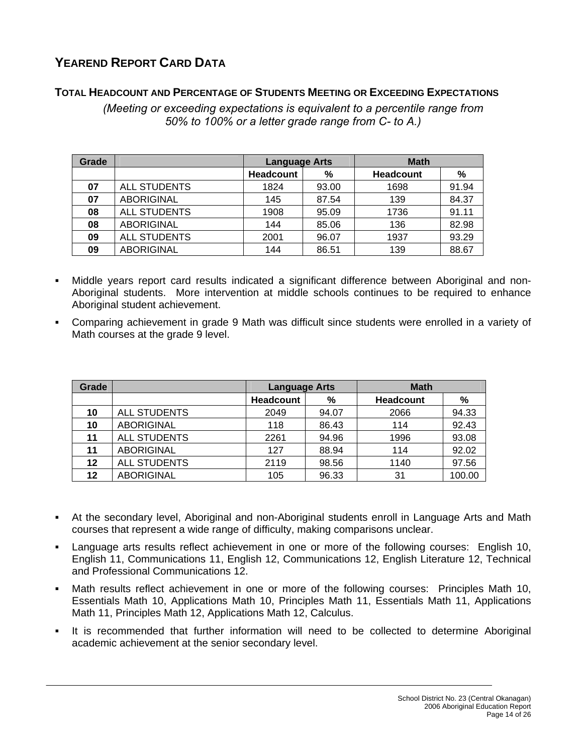## YEAREND REPORT CARD DATA

### TOTAL HEADCOUNT AND PERCENTAGE OF STUDENTS MEETING OR EXCEEDING EXPECTATIONS

*(Meeting or exceeding expectations is equivalent to a percentile range from 50% to 100% or a letter grade range from C- to A.)*

| Grade | | Language Arts | | Math | |
|---|---|---|---|---|---|
| | | Headcount | % | Headcount | % |
| 07 | ALL STUDENTS | 1824 | 93.00 | 1698 | 91.94 |
| 07 | ABORIGINAL | 145 | 87.54 | 139 | 84.37 |
| 08 | ALL STUDENTS | 1908 | 95.09 | 1736 | 91.11 |
| 08 | ABORIGINAL | 144 | 85.06 | 136 | 82.98 |
| 09 | ALL STUDENTS | 2001 | 96.07 | 1937 | 93.29 |
| 09 | ABORIGINAL | 144 | 86.51 | 139 | 88.67 |

- Middle years report card results indicated a significant difference between Aboriginal and non-Aboriginal students. More intervention at middle schools continues to be required to enhance Aboriginal student achievement.
- Comparing achievement in grade 9 Math was difficult since students were enrolled in a variety of Math courses at the grade 9 level.

| Grade | | Language Arts | | Math | |
|---|---|---|---|---|---|
| | | Headcount | % | Headcount | % |
| 10 | ALL STUDENTS | 2049 | 94.07 | 2066 | 94.33 |
| 10 | ABORIGINAL | 118 | 86.43 | 114 | 92.43 |
| 11 | ALL STUDENTS | 2261 | 94.96 | 1996 | 93.08 |
| 11 | ABORIGINAL | 127 | 88.94 | 114 | 92.02 |
| 12 | ALL STUDENTS | 2119 | 98.56 | 1140 | 97.56 |
| 12 | ABORIGINAL | 105 | 96.33 | 31 | 100.00 |

- At the secondary level, Aboriginal and non-Aboriginal students enroll in Language Arts and Math courses that represent a wide range of difficulty, making comparisons unclear.
- Language arts results reflect achievement in one or more of the following courses: English 10, English 11, Communications 11, English 12, Communications 12, English Literature 12, Technical and Professional Communications 12.
- Math results reflect achievement in one or more of the following courses: Principles Math 10, Essentials Math 10, Applications Math 10, Principles Math 11, Essentials Math 11, Applications Math 11, Principles Math 12, Applications Math 12, Calculus.
- It is recommended that further information will need to be collected to determine Aboriginal academic achievement at the senior secondary level.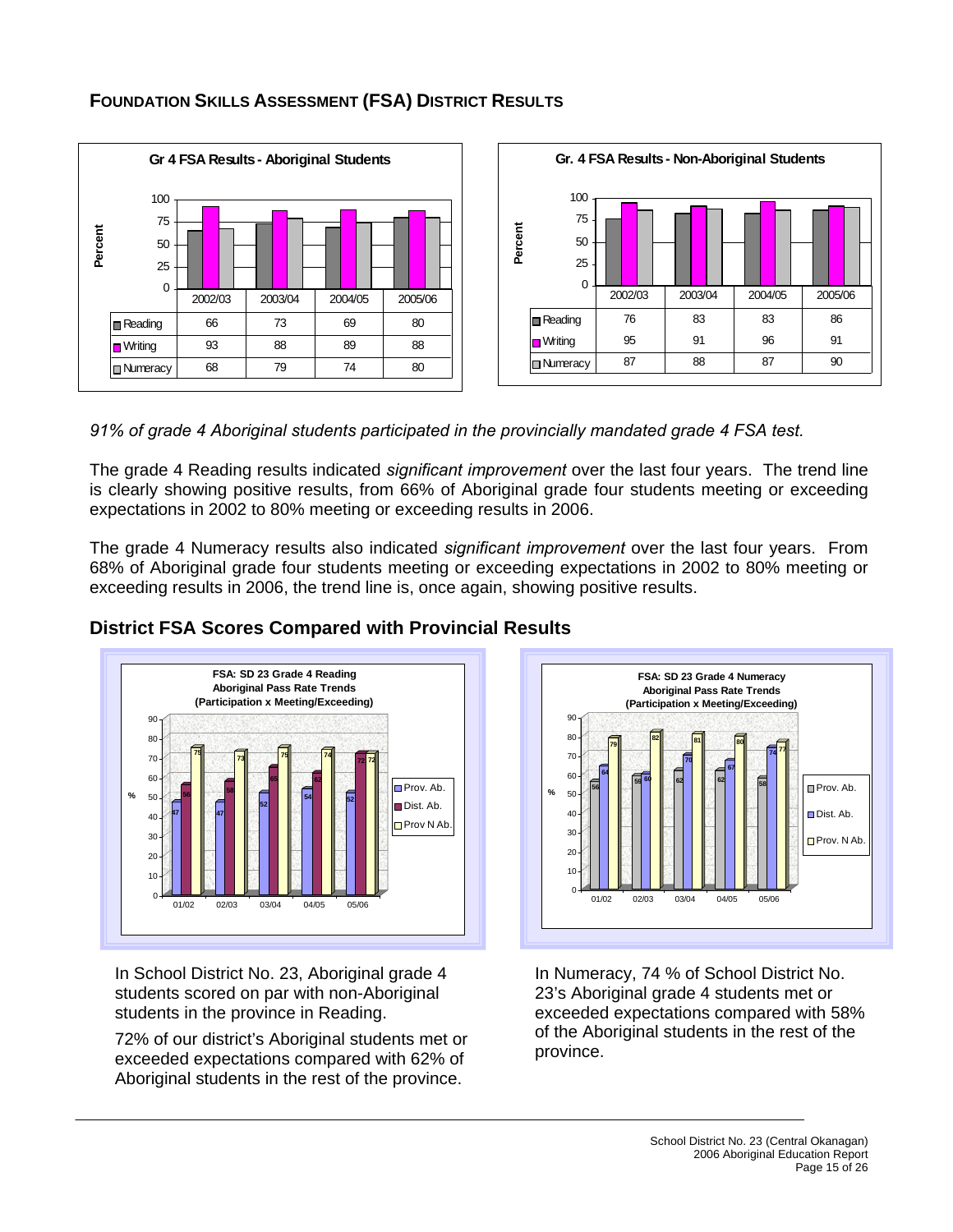## FOUNDATION SKILLS ASSESSMENT (FSA) DISTRICT RESULTS

**Gr 4 FSA Results - Aboriginal Students**

| | 2002/03 | 2003/04 | 2004/05 | 2005/06 |
|---|---|---|---|---|
| Reading | 66 | 73 | 69 | 80 |
| Writing | 93 | 88 | 89 | 88 |
| Numeracy | 68 | 79 | 74 | 80 |

**Gr. 4 FSA Results - Non-Aboriginal Students**

| | 2002/03 | 2003/04 | 2004/05 | 2005/06 |
|---|---|---|---|---|
| Reading | 76 | 83 | 83 | 86 |
| Writing | 95 | 91 | 96 | 91 |
| Numeracy | 87 | 88 | 87 | 90 |

*91% of grade 4 Aboriginal students participated in the provincially mandated grade 4 FSA test.*

The grade 4 Reading results indicated *significant improvement* over the last four years. The trend line is clearly showing positive results, from 66% of Aboriginal grade four students meeting or exceeding expectations in 2002 to 80% meeting or exceeding results in 2006.

The grade 4 Numeracy results also indicated *significant improvement* over the last four years. From 68% of Aboriginal grade four students meeting or exceeding expectations in 2002 to 80% meeting or exceeding results in 2006, the trend line is, once again, showing positive results.

## District FSA Scores Compared with Provincial Results

**FSA: SD 23 Grade 4 Reading Aboriginal Pass Rate Trends (Participation x Meeting/Exceeding)**

| % | 01/02 | 02/03 | 03/04 | 04/05 | 05/06 |
|---|---|---|---|---|---|
| Prov. Ab. | 47 | 47 | 52 | 54 | 52 |
| Dist. Ab. | 56 | 58 | 65 | 62 | 72 |
| Prov N Ab. | 75 | 73 | 75 | 74 | 72 |

**FSA: SD 23 Grade 4 Numeracy Aboriginal Pass Rate Trends (Participation x Meeting/Exceeding)**

| % | 01/02 | 02/03 | 03/04 | 04/05 | 05/06 |
|---|---|---|---|---|---|
| Prov. Ab. | 56 | 59 | 62 | 62 | 58 |
| Dist. Ab. | 64 | 60 | 70 | 67 | 74 |
| Prov. N Ab. | 79 | 82 | 81 | 80 | 77 |

In School District No. 23, Aboriginal grade 4 students scored on par with non-Aboriginal students in the province in Reading.

72% of our district's Aboriginal students met or exceeded expectations compared with 62% of Aboriginal students in the rest of the province.

In Numeracy, 74 % of School District No. 23's Aboriginal grade 4 students met or exceeded expectations compared with 58% of the Aboriginal students in the rest of the province.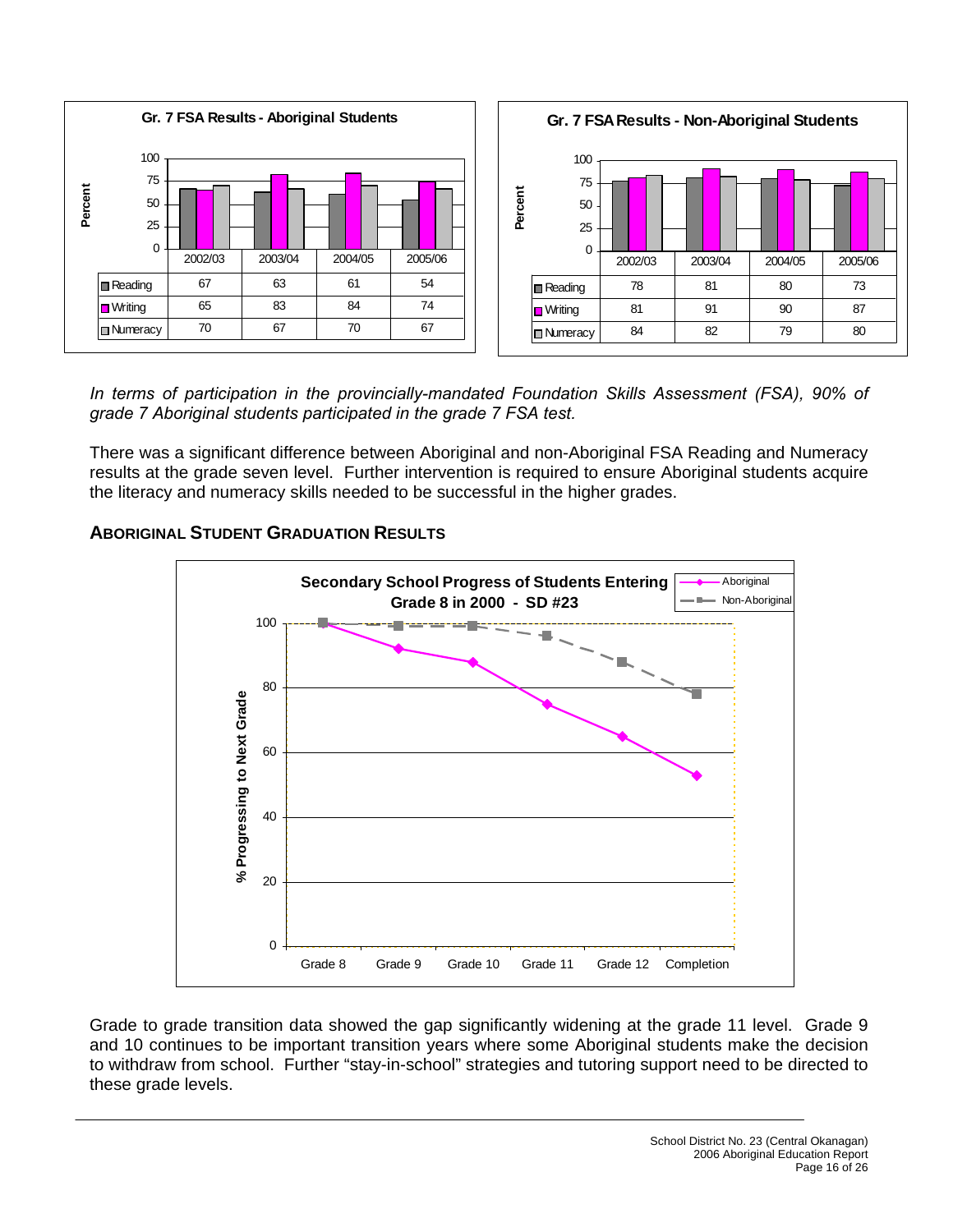**Gr. 7 FSA Results - Aboriginal Students**

| | 2002/03 | 2003/04 | 2004/05 | 2005/06 |
|---|---|---|---|---|
| Reading | 67 | 63 | 61 | 54 |
| Writing | 65 | 83 | 84 | 74 |
| Numeracy | 70 | 67 | 70 | 67 |

**Gr. 7 FSA Results - Non-Aboriginal Students**

| | 2002/03 | 2003/04 | 2004/05 | 2005/06 |
|---|---|---|---|---|
| Reading | 78 | 81 | 80 | 73 |
| Writing | 81 | 91 | 90 | 87 |
| Numeracy | 84 | 82 | 79 | 80 |

*In terms of participation in the provincially-mandated Foundation Skills Assessment (FSA), 90% of grade 7 Aboriginal students participated in the grade 7 FSA test.*

There was a significant difference between Aboriginal and non-Aboriginal FSA Reading and Numeracy results at the grade seven level. Further intervention is required to ensure Aboriginal students acquire the literacy and numeracy skills needed to be successful in the higher grades.

## ABORIGINAL STUDENT GRADUATION RESULTS

**Secondary School Progress of Students Entering Grade 8 in 2000 - SD #23**

Grade to grade transition data showed the gap significantly widening at the grade 11 level. Grade 9 and 10 continues to be important transition years where some Aboriginal students make the decision to withdraw from school. Further "stay-in-school" strategies and tutoring support need to be directed to these grade levels.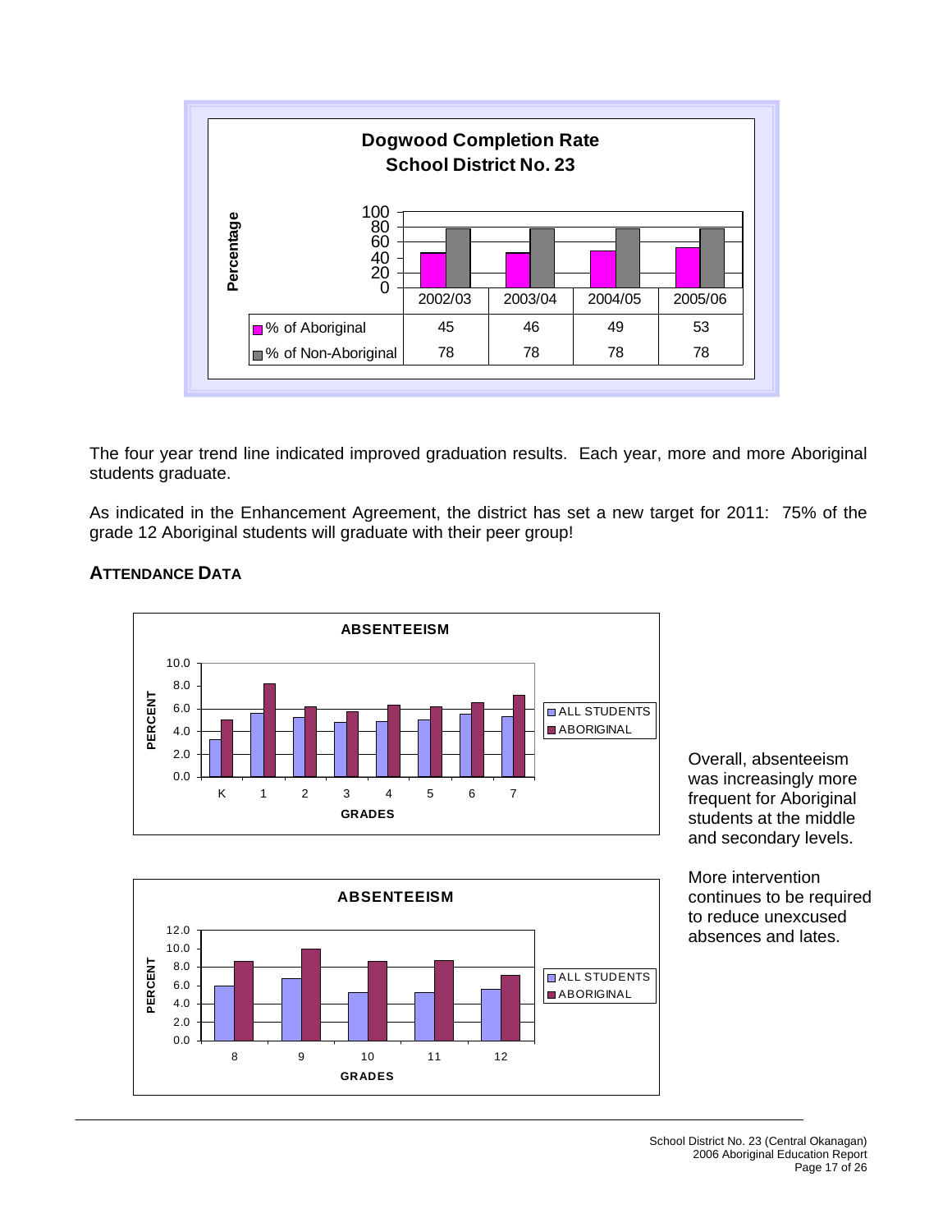**Dogwood Completion Rate**
**School District No. 23**

| | 2002/03 | 2003/04 | 2004/05 | 2005/06 |
|---|---|---|---|---|
| % of Aboriginal | 45 | 46 | 49 | 53 |
| % of Non-Aboriginal | 78 | 78 | 78 | 78 |

The four year trend line indicated improved graduation results. Each year, more and more Aboriginal students graduate.

As indicated in the Enhancement Agreement, the district has set a new target for 2011: 75% of the grade 12 Aboriginal students will graduate with their peer group!

## ATTENDANCE DATA

Overall, absenteeism was increasingly more frequent for Aboriginal students at the middle and secondary levels.

More intervention continues to be required to reduce unexcused absences and lates.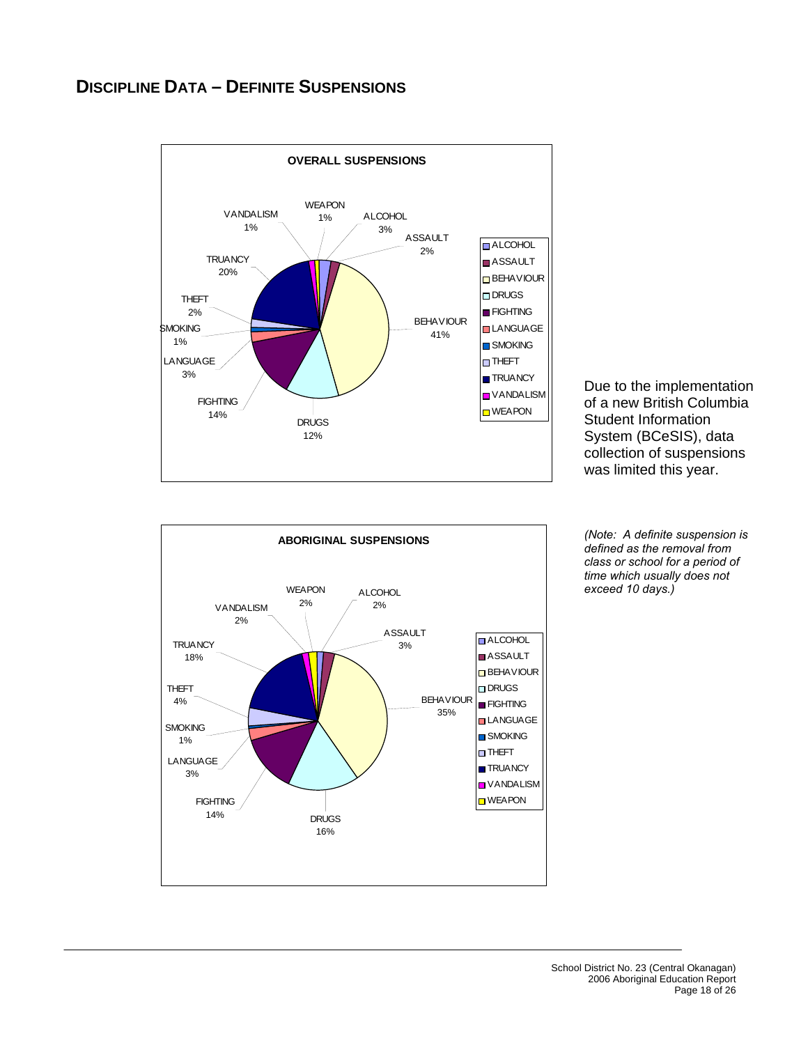## DISCIPLINE DATA – DEFINITE SUSPENSIONS

**OVERALL SUSPENSIONS**

| Category | Percentage |
|---|---|
| ALCOHOL | 3% |
| ASSAULT | 2% |
| BEHAVIOUR | 41% |
| DRUGS | 12% |
| FIGHTING | 14% |
| LANGUAGE | 3% |
| SMOKING | 1% |
| THEFT | 2% |
| TRUANCY | 20% |
| VANDALISM | 1% |
| WEAPON | 1% |

Due to the implementation of a new British Columbia Student Information System (BCeSIS), data collection of suspensions was limited this year.

**ABORIGINAL SUSPENSIONS**

| Category | Percentage |
|---|---|
| ALCOHOL | 2% |
| ASSAULT | 3% |
| BEHAVIOUR | 35% |
| DRUGS | 16% |
| FIGHTING | 14% |
| LANGUAGE | 3% |
| SMOKING | 1% |
| THEFT | 4% |
| TRUANCY | 18% |
| VANDALISM | 2% |
| WEAPON | 2% |

*(Note: A definite suspension is defined as the removal from class or school for a period of time which usually does not exceed 10 days.)*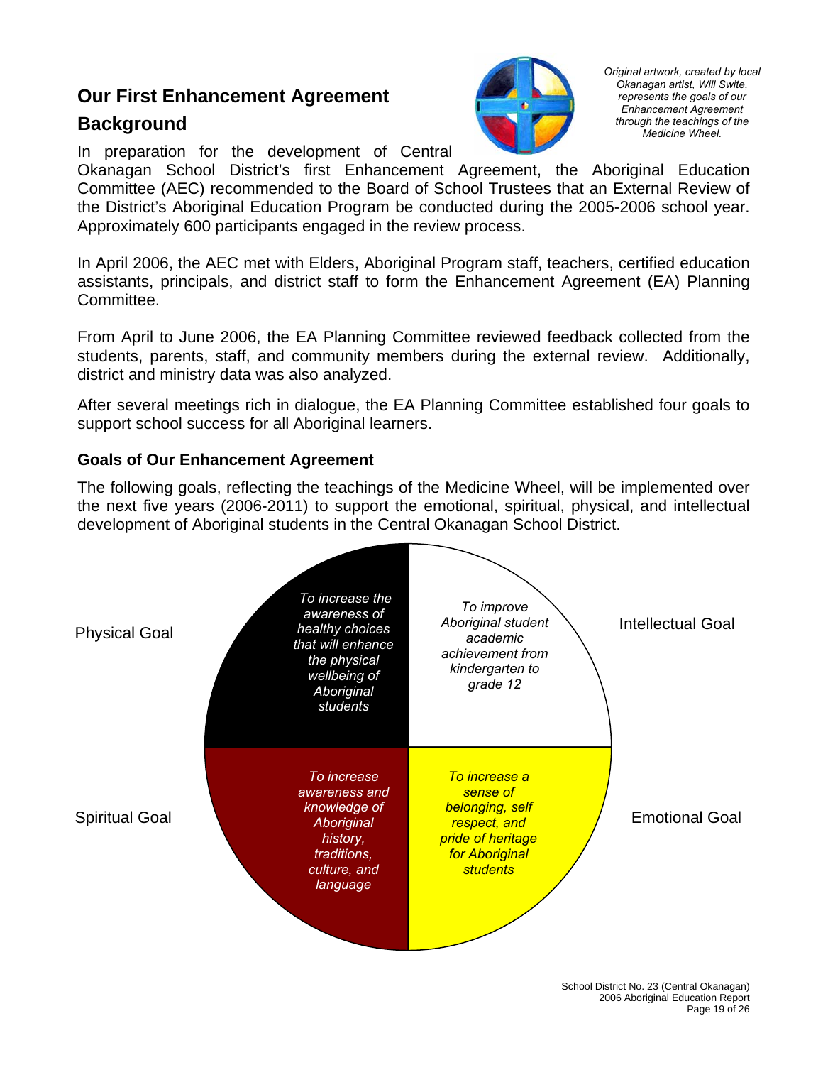## Our First Enhancement Agreement

### Background

*Original artwork, created by local Okanagan artist, Will Swite, represents the goals of our Enhancement Agreement through the teachings of the Medicine Wheel.*

In preparation for the development of Central Okanagan School District's first Enhancement Agreement, the Aboriginal Education Committee (AEC) recommended to the Board of School Trustees that an External Review of the District's Aboriginal Education Program be conducted during the 2005-2006 school year. Approximately 600 participants engaged in the review process.

In April 2006, the AEC met with Elders, Aboriginal Program staff, teachers, certified education assistants, principals, and district staff to form the Enhancement Agreement (EA) Planning Committee.

From April to June 2006, the EA Planning Committee reviewed feedback collected from the students, parents, staff, and community members during the external review. Additionally, district and ministry data was also analyzed.

After several meetings rich in dialogue, the EA Planning Committee established four goals to support school success for all Aboriginal learners.

### Goals of Our Enhancement Agreement

The following goals, reflecting the teachings of the Medicine Wheel, will be implemented over the next five years (2006-2011) to support the emotional, spiritual, physical, and intellectual development of Aboriginal students in the Central Okanagan School District.

Physical Goal: *To increase the awareness of healthy choices that will enhance the physical wellbeing of Aboriginal students*

Intellectual Goal: *To improve Aboriginal student academic achievement from kindergarten to grade 12*

Spiritual Goal: *To increase awareness and knowledge of Aboriginal history, traditions, culture, and language*

Emotional Goal: *To increase a sense of belonging, self respect, and pride of heritage for Aboriginal students*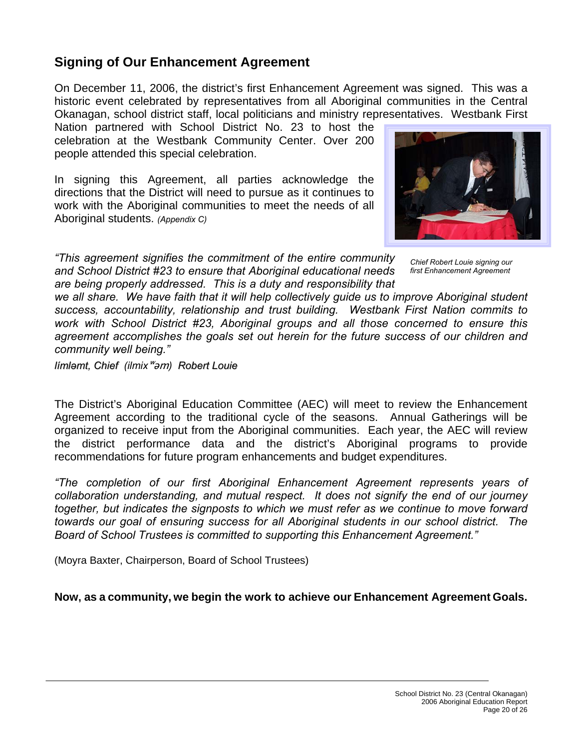## Signing of Our Enhancement Agreement

On December 11, 2006, the district's first Enhancement Agreement was signed. This was a historic event celebrated by representatives from all Aboriginal communities in the Central Okanagan, school district staff, local politicians and ministry representatives. Westbank First Nation partnered with School District No. 23 to host the celebration at the Westbank Community Center. Over 200 people attended this special celebration.

In signing this Agreement, all parties acknowledge the directions that the District will need to pursue as it continues to work with the Aboriginal communities to meet the needs of all Aboriginal students. *(Appendix C)*

*Chief Robert Louie signing our first Enhancement Agreement*

*"This agreement signifies the commitment of the entire community and School District #23 to ensure that Aboriginal educational needs are being properly addressed. This is a duty and responsibility that we all share. We have faith that it will help collectively guide us to improve Aboriginal student success, accountability, relationship and trust building. Westbank First Nation commits to work with School District #23, Aboriginal groups and all those concerned to ensure this agreement accomplishes the goals set out herein for the future success of our children and community well being."*

*Límləmt, Chief (ilmixʷəm) Robert Louie*

The District's Aboriginal Education Committee (AEC) will meet to review the Enhancement Agreement according to the traditional cycle of the seasons. Annual Gatherings will be organized to receive input from the Aboriginal communities. Each year, the AEC will review the district performance data and the district's Aboriginal programs to provide recommendations for future program enhancements and budget expenditures.

*"The completion of our first Aboriginal Enhancement Agreement represents years of collaboration understanding, and mutual respect. It does not signify the end of our journey together, but indicates the signposts to which we must refer as we continue to move forward towards our goal of ensuring success for all Aboriginal students in our school district. The Board of School Trustees is committed to supporting this Enhancement Agreement."*

(Moyra Baxter, Chairperson, Board of School Trustees)

**Now, as a community, we begin the work to achieve our Enhancement Agreement Goals.**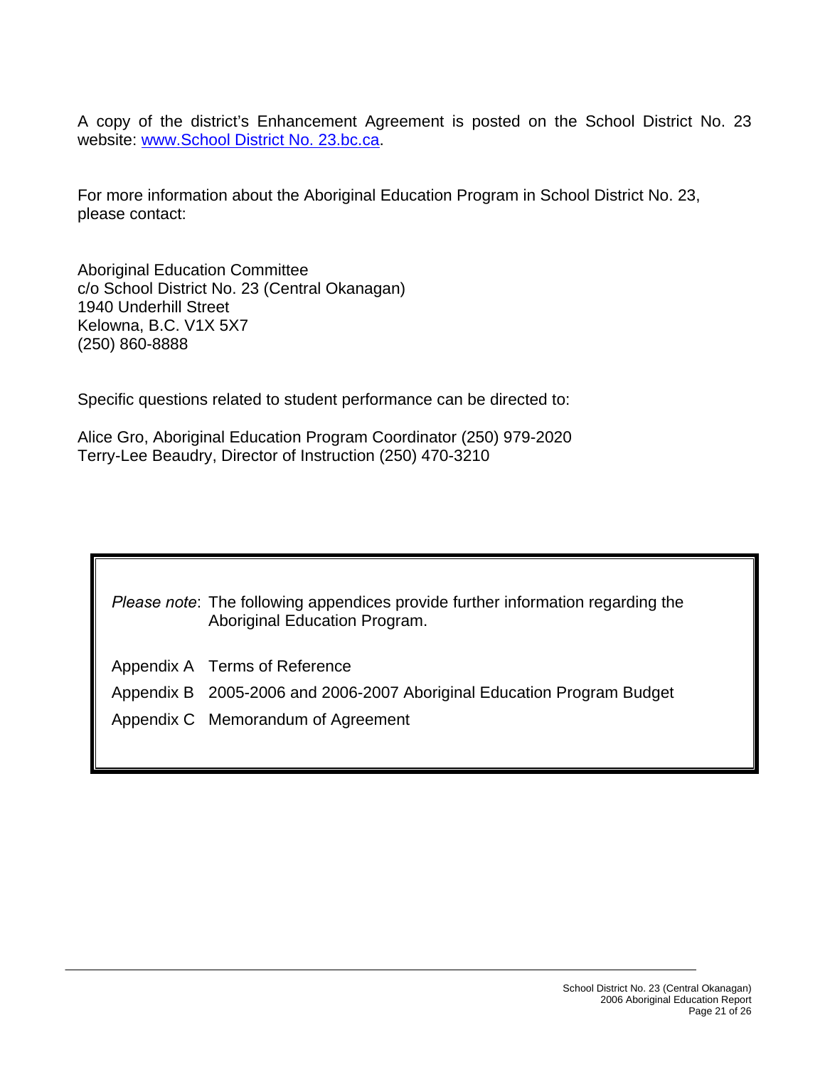A copy of the district's Enhancement Agreement is posted on the School District No. 23 website: [www.School District No. 23.bc.ca](www.School District No. 23.bc.ca).

For more information about the Aboriginal Education Program in School District No. 23, please contact:

Aboriginal Education Committee
c/o School District No. 23 (Central Okanagan)
1940 Underhill Street
Kelowna, B.C. V1X 5X7
(250) 860-8888

Specific questions related to student performance can be directed to:

Alice Gro, Aboriginal Education Program Coordinator (250) 979-2020
Terry-Lee Beaudry, Director of Instruction (250) 470-3210

*Please note*: The following appendices provide further information regarding the Aboriginal Education Program.

Appendix A Terms of Reference

Appendix B 2005-2006 and 2006-2007 Aboriginal Education Program Budget

Appendix C Memorandum of Agreement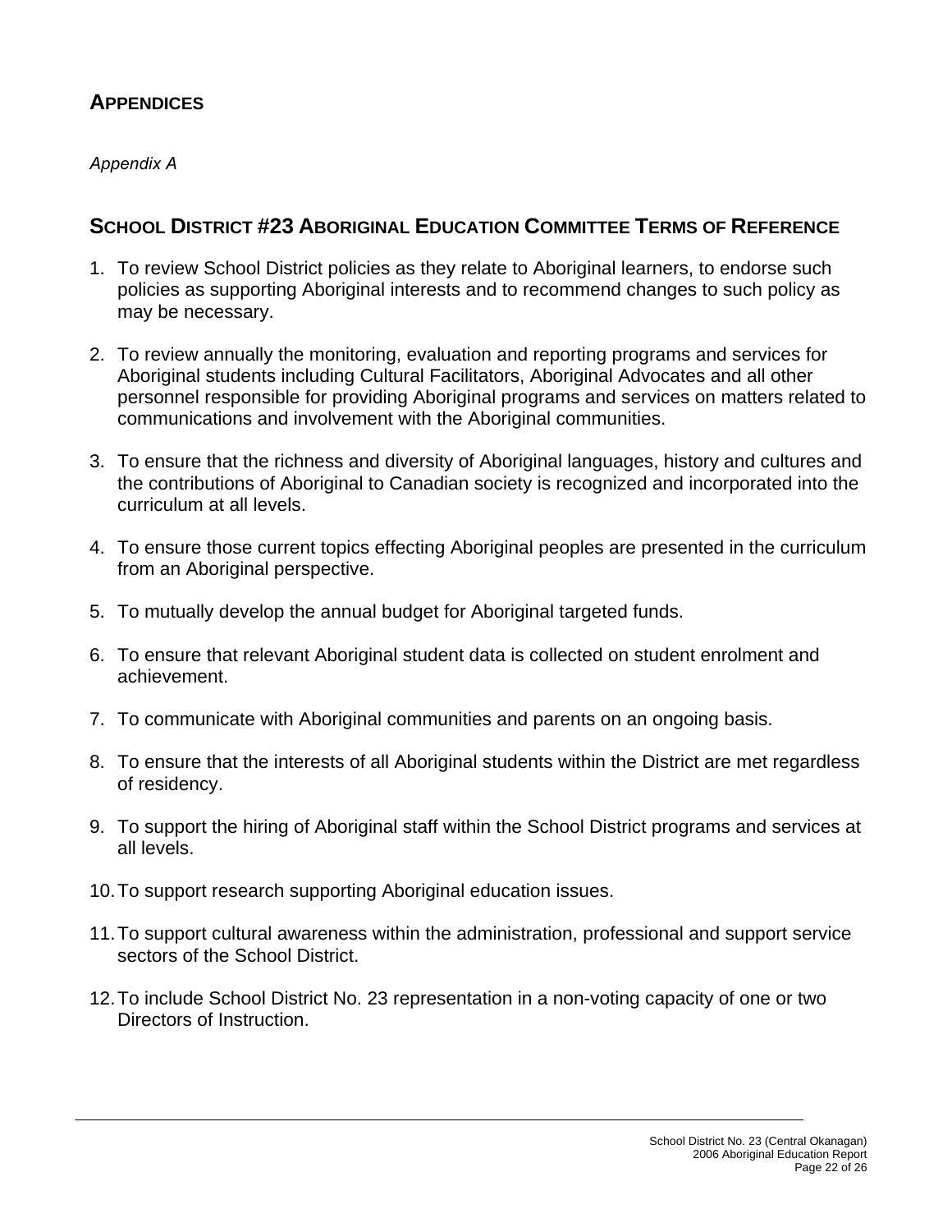## APPENDICES

*Appendix A*

## SCHOOL DISTRICT #23 ABORIGINAL EDUCATION COMMITTEE TERMS OF REFERENCE

1. To review School District policies as they relate to Aboriginal learners, to endorse such policies as supporting Aboriginal interests and to recommend changes to such policy as may be necessary.

2. To review annually the monitoring, evaluation and reporting programs and services for Aboriginal students including Cultural Facilitators, Aboriginal Advocates and all other personnel responsible for providing Aboriginal programs and services on matters related to communications and involvement with the Aboriginal communities.

3. To ensure that the richness and diversity of Aboriginal languages, history and cultures and the contributions of Aboriginal to Canadian society is recognized and incorporated into the curriculum at all levels.

4. To ensure those current topics effecting Aboriginal peoples are presented in the curriculum from an Aboriginal perspective.

5. To mutually develop the annual budget for Aboriginal targeted funds.

6. To ensure that relevant Aboriginal student data is collected on student enrolment and achievement.

7. To communicate with Aboriginal communities and parents on an ongoing basis.

8. To ensure that the interests of all Aboriginal students within the District are met regardless of residency.

9. To support the hiring of Aboriginal staff within the School District programs and services at all levels.

10. To support research supporting Aboriginal education issues.

11. To support cultural awareness within the administration, professional and support service sectors of the School District.

12. To include School District No. 23 representation in a non-voting capacity of one or two Directors of Instruction.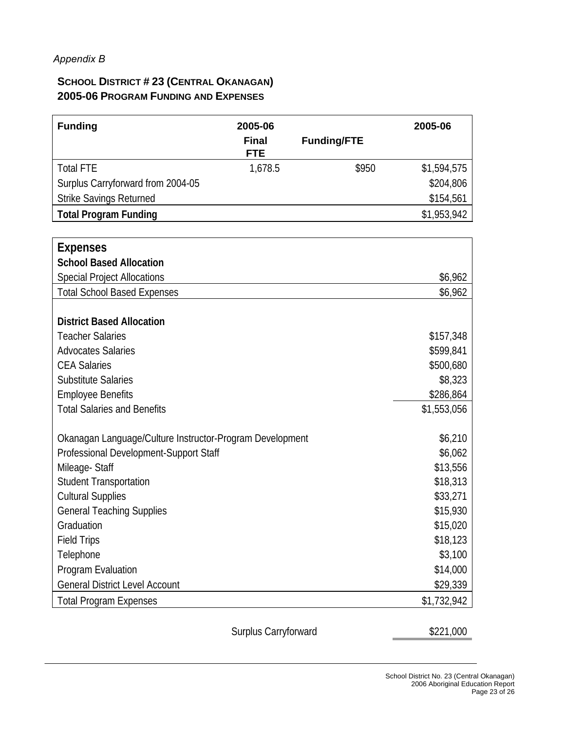*Appendix B*

## SCHOOL DISTRICT # 23 (CENTRAL OKANAGAN)
## 2005-06 PROGRAM FUNDING AND EXPENSES

| Funding | 2005-06 Final FTE | Funding/FTE | 2005-06 |
|---|---|---|---|
| Total FTE | 1,678.5 | $950 | $1,594,575 |
| Surplus Carryforward from 2004-05 | | | $204,806 |
| Strike Savings Returned | | | $154,561 |
| **Total Program Funding** | | | $1,953,942 |

| **Expenses** | |
|---|---|
| **School Based Allocation** | |
| Special Project Allocations | $6,962 |
| Total School Based Expenses | $6,962 |
| | |
| **District Based Allocation** | |
| Teacher Salaries | $157,348 |
| Advocates Salaries | $599,841 |
| CEA Salaries | $500,680 |
| Substitute Salaries | $8,323 |
| Employee Benefits | $286,864 |
| Total Salaries and Benefits | $1,553,056 |
| | |
| Okanagan Language/Culture Instructor-Program Development | $6,210 |
| Professional Development-Support Staff | $6,062 |
| Mileage- Staff | $13,556 |
| Student Transportation | $18,313 |
| Cultural Supplies | $33,271 |
| General Teaching Supplies | $15,930 |
| Graduation | $15,020 |
| Field Trips | $18,123 |
| Telephone | $3,100 |
| Program Evaluation | $14,000 |
| General District Level Account | $29,339 |
| Total Program Expenses | $1,732,942 |

Surplus Carryforward $221,000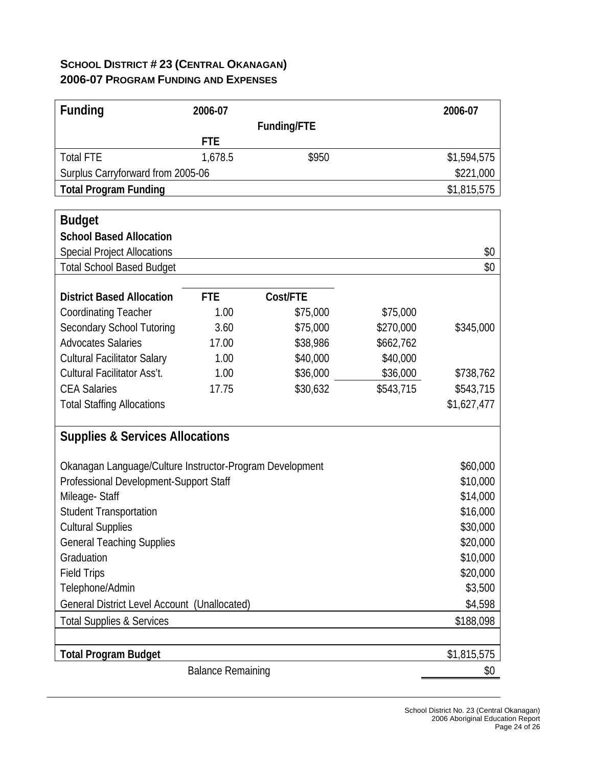**SCHOOL DISTRICT # 23 (CENTRAL OKANAGAN)**
**2006-07 PROGRAM FUNDING AND EXPENSES**

| Funding | 2006-07 FTE | Funding/FTE | | 2006-07 |
|---|---|---|---|---|
| Total FTE | 1,678.5 | $950 | | $1,594,575 |
| Surplus Carryforward from 2005-06 | | | | $221,000 |
| **Total Program Funding** | | | | $1,815,575 |

| **Budget** | | | | |
|---|---|---|---|---|
| **School Based Allocation** | | | | |
| Special Project Allocations | | | | $0 |
| Total School Based Budget | | | | $0 |
| | | | | |
| **District Based Allocation** | **FTE** | **Cost/FTE** | | |
| Coordinating Teacher | 1.00 | $75,000 | $75,000 | |
| Secondary School Tutoring | 3.60 | $75,000 | $270,000 | $345,000 |
| Advocates Salaries | 17.00 | $38,986 | $662,762 | |
| Cultural Facilitator Salary | 1.00 | $40,000 | $40,000 | |
| Cultural Facilitator Ass't. | 1.00 | $36,000 | $36,000 | $738,762 |
| CEA Salaries | 17.75 | $30,632 | $543,715 | $543,715 |
| Total Staffing Allocations | | | | $1,627,477 |

| **Supplies & Services Allocations** | |
|---|---|
| Okanagan Language/Culture Instructor-Program Development | $60,000 |
| Professional Development-Support Staff | $10,000 |
| Mileage- Staff | $14,000 |
| Student Transportation | $16,000 |
| Cultural Supplies | $30,000 |
| General Teaching Supplies | $20,000 |
| Graduation | $10,000 |
| Field Trips | $20,000 |
| Telephone/Admin | $3,500 |
| General District Level Account (Unallocated) | $4,598 |
| Total Supplies & Services | $188,098 |
| | |
| **Total Program Budget** | $1,815,575 |
| Balance Remaining | $0 |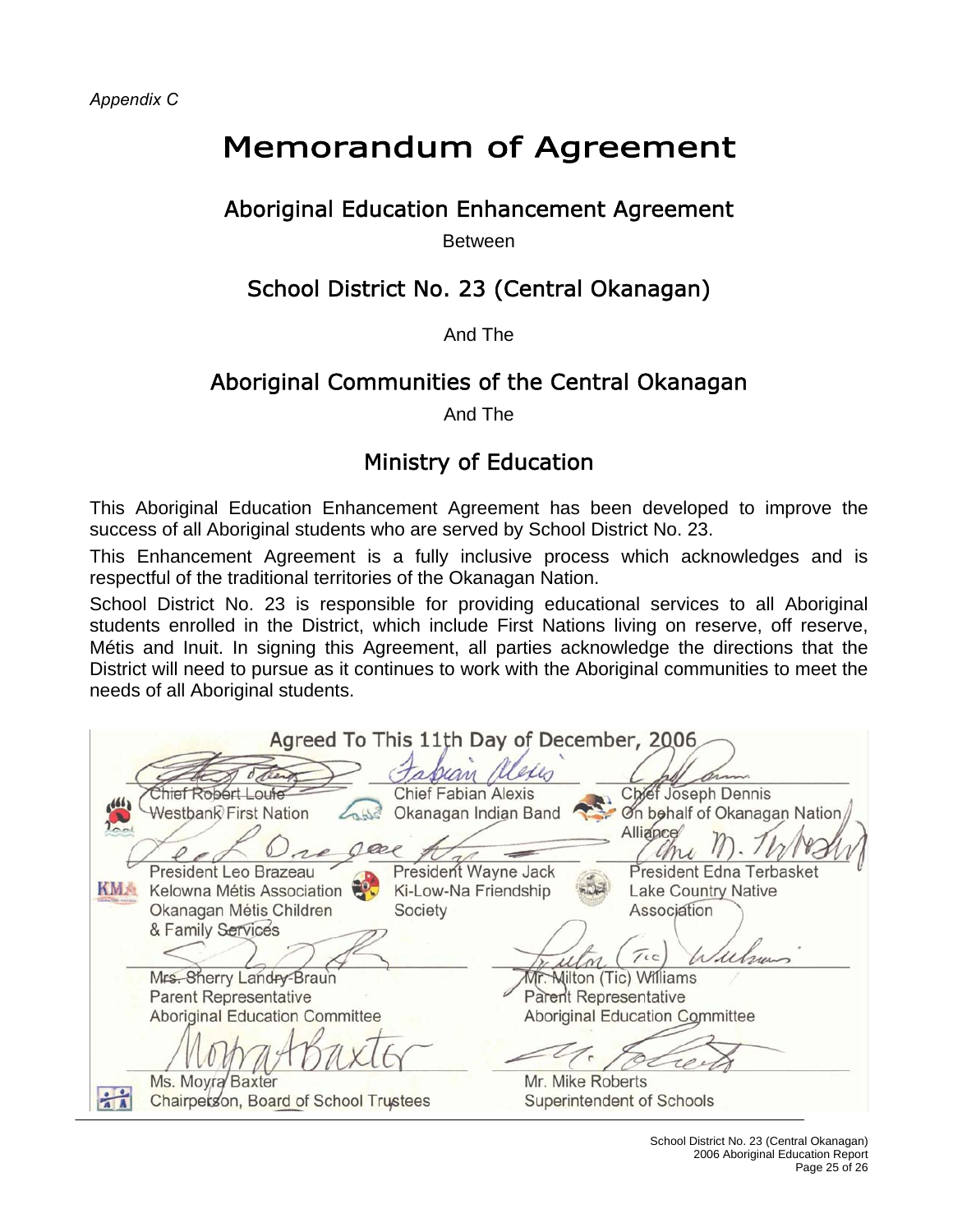*Appendix C*

# Memorandum of Agreement

## Aboriginal Education Enhancement Agreement

Between

## School District No. 23 (Central Okanagan)

And The

## Aboriginal Communities of the Central Okanagan

And The

## Ministry of Education

This Aboriginal Education Enhancement Agreement has been developed to improve the success of all Aboriginal students who are served by School District No. 23.

This Enhancement Agreement is a fully inclusive process which acknowledges and is respectful of the traditional territories of the Okanagan Nation.

School District No. 23 is responsible for providing educational services to all Aboriginal students enrolled in the District, which include First Nations living on reserve, off reserve, Métis and Inuit. In signing this Agreement, all parties acknowledge the directions that the District will need to pursue as it continues to work with the Aboriginal communities to meet the needs of all Aboriginal students.

**Agreed To This 11th Day of December, 2006**

| | | |
|---|---|---|
| Chief Robert Louie<br>Westbank First Nation | Chief Fabian Alexis<br>Okanagan Indian Band | Chief Joseph Dennis<br>On behalf of Okanagan Nation Alliance |
| President Leo Brazeau<br>Kelowna Métis Association<br>Okanagan Métis Children & Family Services | President Wayne Jack<br>Ki-Low-Na Friendship Society | President Edna Terbasket<br>Lake Country Native Association |
| Mrs. Sherry Landry-Braun<br>Parent Representative<br>Aboriginal Education Committee | | Mr. Milton (Tic) Williams<br>Parent Representative<br>Aboriginal Education Committee |
| Ms. Moyra Baxter<br>Chairperson, Board of School Trustees | | Mr. Mike Roberts<br>Superintendent of Schools |

School District No. 23 (Central Okanagan)
2006 Aboriginal Education Report